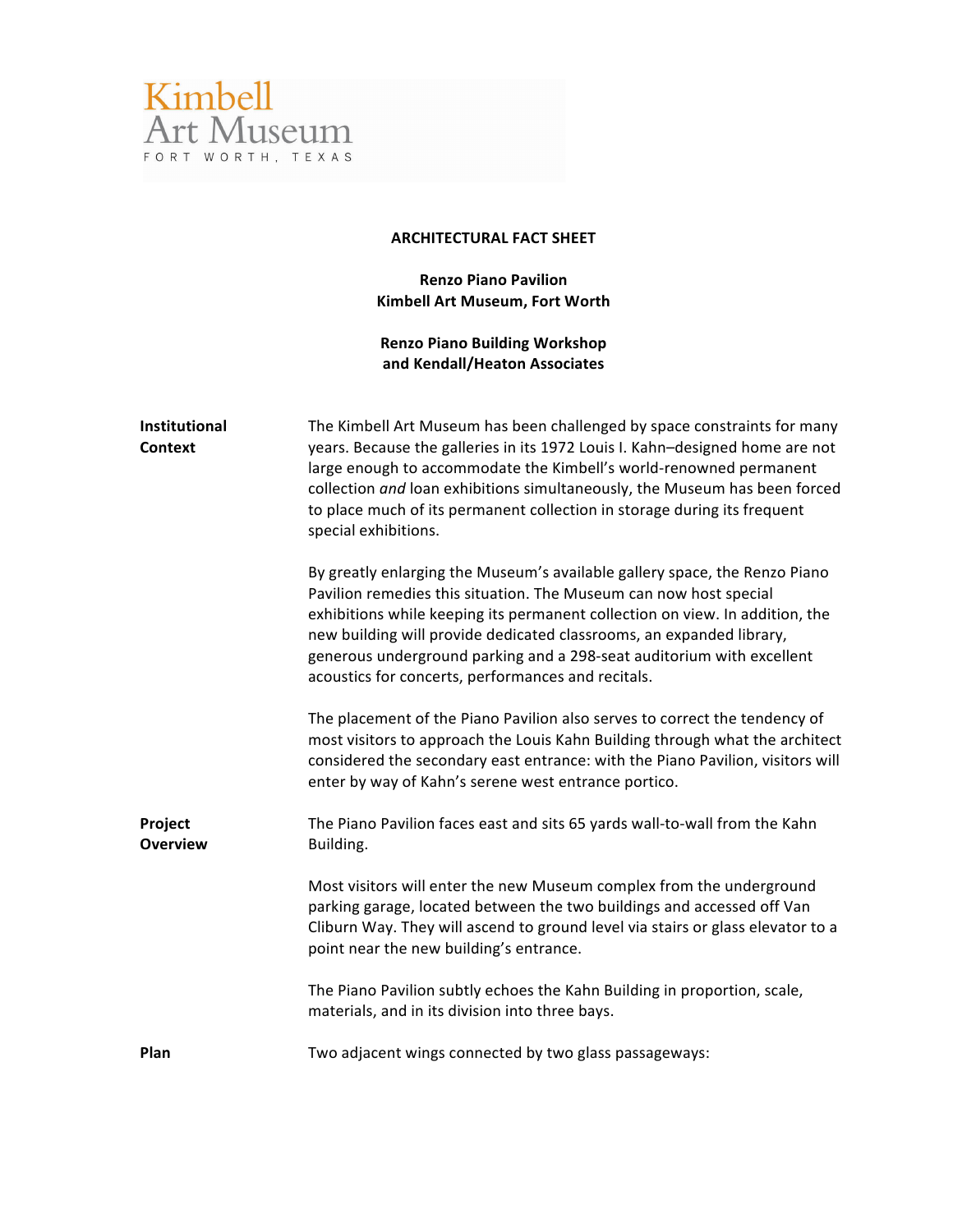Kimbell
Art Museum
FORT WORTH, TEXAS

# ARCHITECTURAL FACT SHEET

**Renzo Piano Pavilion**
**Kimbell Art Museum, Fort Worth**

**Renzo Piano Building Workshop**
**and Kendall/Heaton Associates**

**Institutional Context**

The Kimbell Art Museum has been challenged by space constraints for many years. Because the galleries in its 1972 Louis I. Kahn–designed home are not large enough to accommodate the Kimbell's world-renowned permanent collection *and* loan exhibitions simultaneously, the Museum has been forced to place much of its permanent collection in storage during its frequent special exhibitions.

By greatly enlarging the Museum's available gallery space, the Renzo Piano Pavilion remedies this situation. The Museum can now host special exhibitions while keeping its permanent collection on view. In addition, the new building will provide dedicated classrooms, an expanded library, generous underground parking and a 298-seat auditorium with excellent acoustics for concerts, performances and recitals.

The placement of the Piano Pavilion also serves to correct the tendency of most visitors to approach the Louis Kahn Building through what the architect considered the secondary east entrance: with the Piano Pavilion, visitors will enter by way of Kahn's serene west entrance portico.

**Project Overview**

The Piano Pavilion faces east and sits 65 yards wall-to-wall from the Kahn Building.

Most visitors will enter the new Museum complex from the underground parking garage, located between the two buildings and accessed off Van Cliburn Way. They will ascend to ground level via stairs or glass elevator to a point near the new building's entrance.

The Piano Pavilion subtly echoes the Kahn Building in proportion, scale, materials, and in its division into three bays.

**Plan**

Two adjacent wings connected by two glass passageways: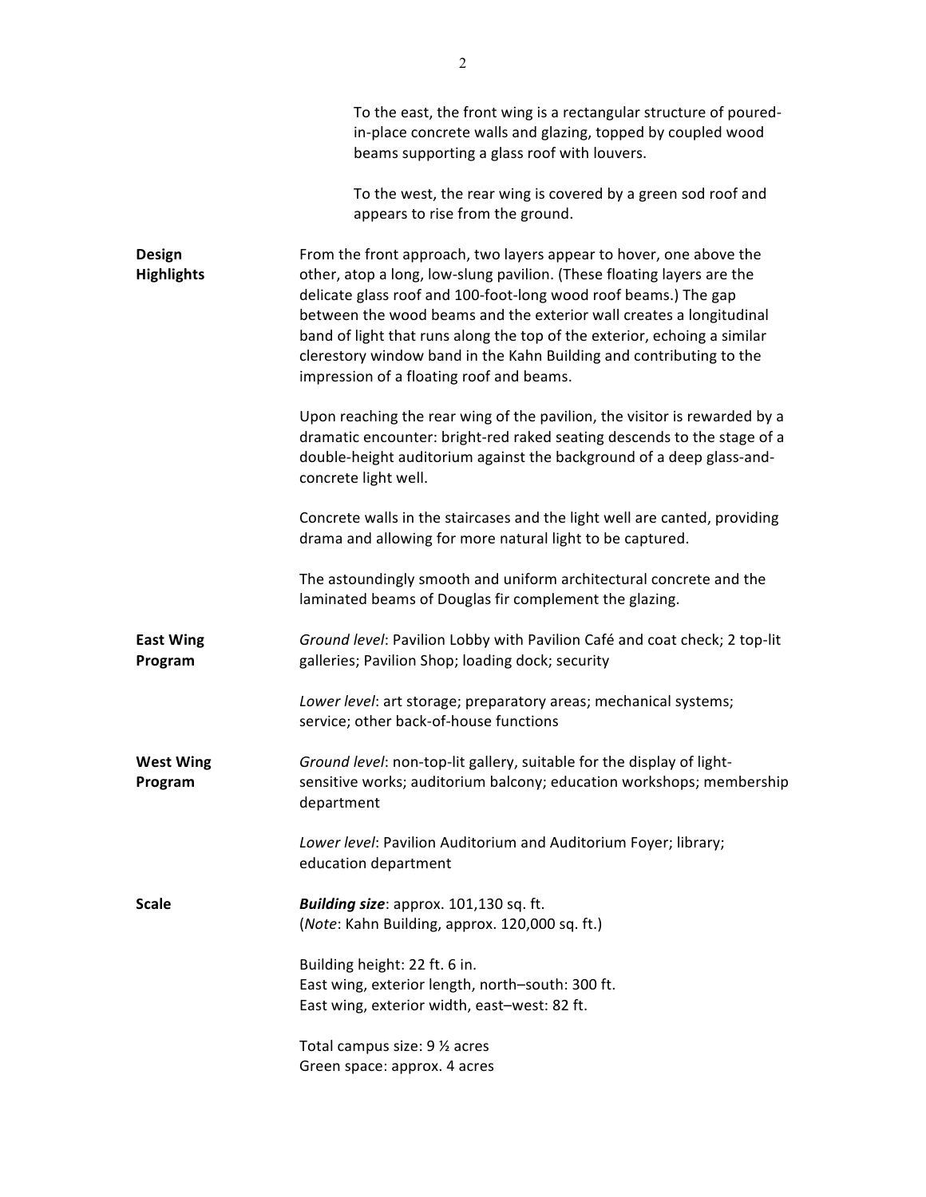To the east, the front wing is a rectangular structure of poured-in-place concrete walls and glazing, topped by coupled wood beams supporting a glass roof with louvers.

To the west, the rear wing is covered by a green sod roof and appears to rise from the ground.

**Design Highlights**

From the front approach, two layers appear to hover, one above the other, atop a long, low-slung pavilion. (These floating layers are the delicate glass roof and 100-foot-long wood roof beams.) The gap between the wood beams and the exterior wall creates a longitudinal band of light that runs along the top of the exterior, echoing a similar clerestory window band in the Kahn Building and contributing to the impression of a floating roof and beams.

Upon reaching the rear wing of the pavilion, the visitor is rewarded by a dramatic encounter: bright-red raked seating descends to the stage of a double-height auditorium against the background of a deep glass-and-concrete light well.

Concrete walls in the staircases and the light well are canted, providing drama and allowing for more natural light to be captured.

The astoundingly smooth and uniform architectural concrete and the laminated beams of Douglas fir complement the glazing.

**East Wing Program**

*Ground level*: Pavilion Lobby with Pavilion Café and coat check; 2 top-lit galleries; Pavilion Shop; loading dock; security

*Lower level*: art storage; preparatory areas; mechanical systems; service; other back-of-house functions

**West Wing Program**

*Ground level*: non-top-lit gallery, suitable for the display of light-sensitive works; auditorium balcony; education workshops; membership department

*Lower level*: Pavilion Auditorium and Auditorium Foyer; library; education department

**Scale**

***Building size***: approx. 101,130 sq. ft.
(*Note*: Kahn Building, approx. 120,000 sq. ft.)

Building height: 22 ft. 6 in.
East wing, exterior length, north–south: 300 ft.
East wing, exterior width, east–west: 82 ft.

Total campus size: 9 ½ acres
Green space: approx. 4 acres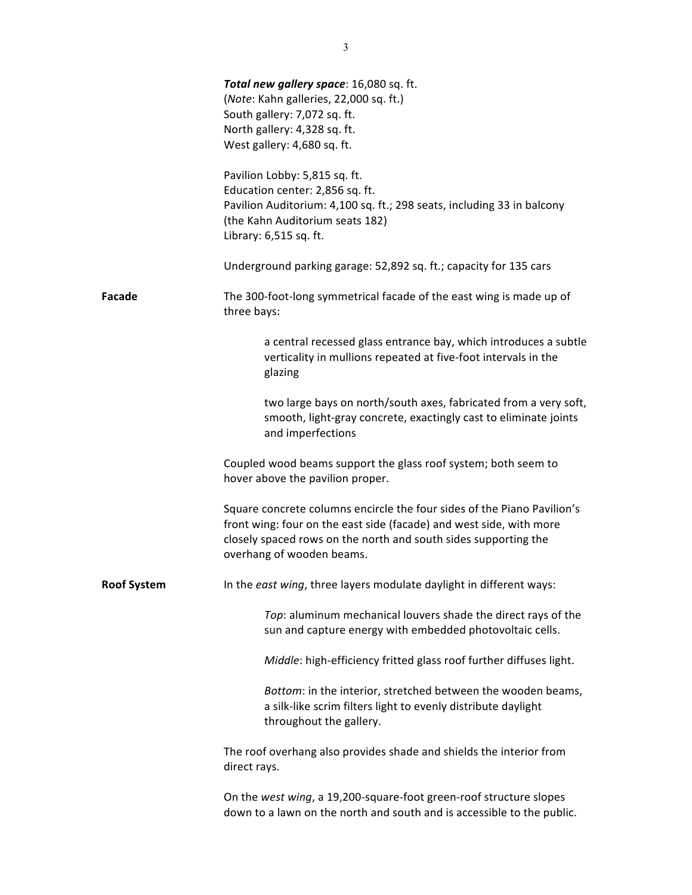***Total new gallery space***: 16,080 sq. ft.
(*Note*: Kahn galleries, 22,000 sq. ft.)
South gallery: 7,072 sq. ft.
North gallery: 4,328 sq. ft.
West gallery: 4,680 sq. ft.

Pavilion Lobby: 5,815 sq. ft.
Education center: 2,856 sq. ft.
Pavilion Auditorium: 4,100 sq. ft.; 298 seats, including 33 in balcony
(the Kahn Auditorium seats 182)
Library: 6,515 sq. ft.

Underground parking garage: 52,892 sq. ft.; capacity for 135 cars

**Facade**

The 300-foot-long symmetrical facade of the east wing is made up of three bays:

> a central recessed glass entrance bay, which introduces a subtle verticality in mullions repeated at five-foot intervals in the glazing
>
> two large bays on north/south axes, fabricated from a very soft, smooth, light-gray concrete, exactingly cast to eliminate joints and imperfections

Coupled wood beams support the glass roof system; both seem to hover above the pavilion proper.

Square concrete columns encircle the four sides of the Piano Pavilion's front wing: four on the east side (facade) and west side, with more closely spaced rows on the north and south sides supporting the overhang of wooden beams.

**Roof System**

In the *east wing*, three layers modulate daylight in different ways:

> *Top*: aluminum mechanical louvers shade the direct rays of the sun and capture energy with embedded photovoltaic cells.
>
> *Middle*: high-efficiency fritted glass roof further diffuses light.
>
> *Bottom*: in the interior, stretched between the wooden beams, a silk-like scrim filters light to evenly distribute daylight throughout the gallery.

The roof overhang also provides shade and shields the interior from direct rays.

On the *west wing*, a 19,200-square-foot green-roof structure slopes down to a lawn on the north and south and is accessible to the public.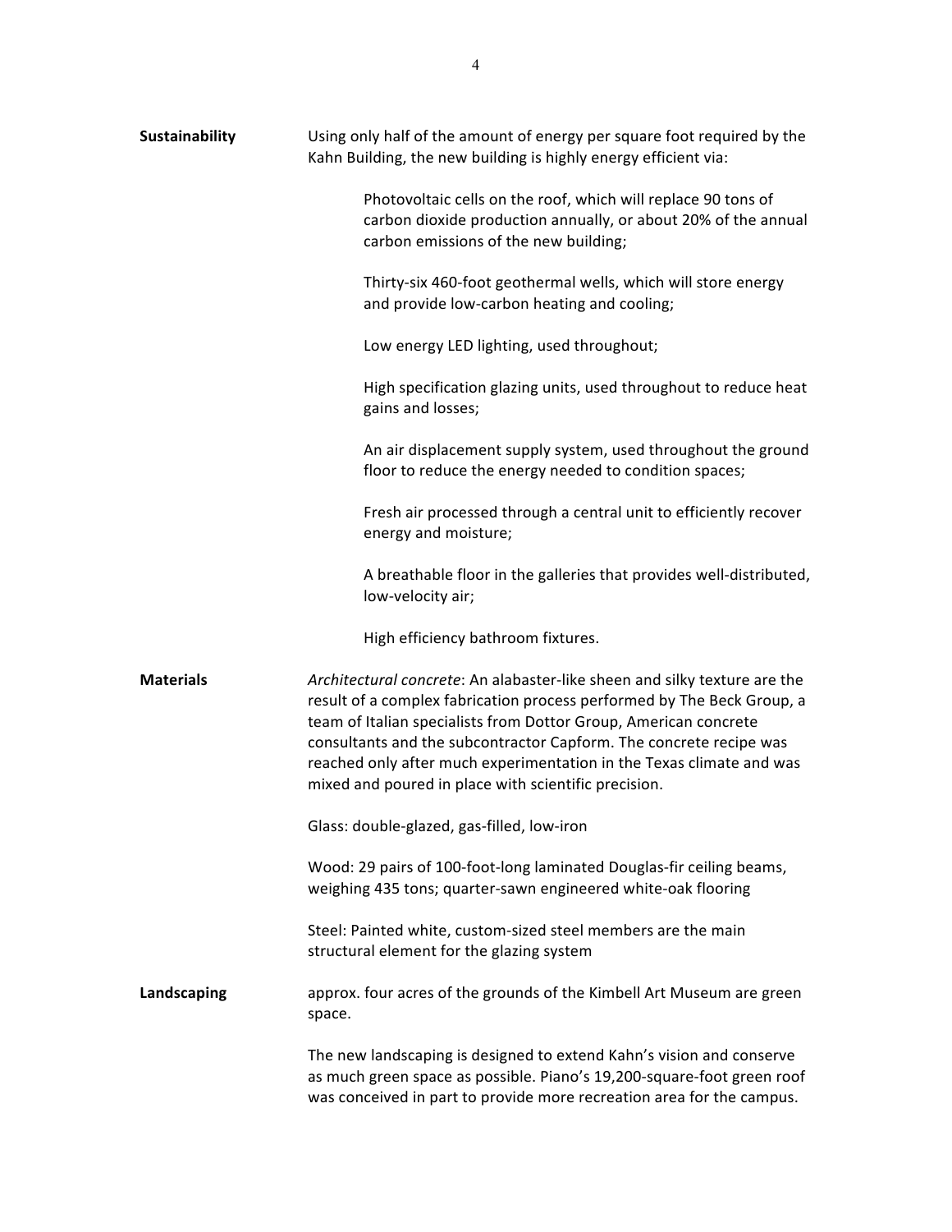**Sustainability**

Using only half of the amount of energy per square foot required by the Kahn Building, the new building is highly energy efficient via:

> Photovoltaic cells on the roof, which will replace 90 tons of carbon dioxide production annually, or about 20% of the annual carbon emissions of the new building;
>
> Thirty-six 460-foot geothermal wells, which will store energy and provide low-carbon heating and cooling;
>
> Low energy LED lighting, used throughout;
>
> High specification glazing units, used throughout to reduce heat gains and losses;
>
> An air displacement supply system, used throughout the ground floor to reduce the energy needed to condition spaces;
>
> Fresh air processed through a central unit to efficiently recover energy and moisture;
>
> A breathable floor in the galleries that provides well-distributed, low-velocity air;
>
> High efficiency bathroom fixtures.

**Materials**

*Architectural concrete*: An alabaster-like sheen and silky texture are the result of a complex fabrication process performed by The Beck Group, a team of Italian specialists from Dottor Group, American concrete consultants and the subcontractor Capform. The concrete recipe was reached only after much experimentation in the Texas climate and was mixed and poured in place with scientific precision.

Glass: double-glazed, gas-filled, low-iron

Wood: 29 pairs of 100-foot-long laminated Douglas-fir ceiling beams, weighing 435 tons; quarter-sawn engineered white-oak flooring

Steel: Painted white, custom-sized steel members are the main structural element for the glazing system

**Landscaping**

approx. four acres of the grounds of the Kimbell Art Museum are green space.

The new landscaping is designed to extend Kahn's vision and conserve as much green space as possible. Piano's 19,200-square-foot green roof was conceived in part to provide more recreation area for the campus.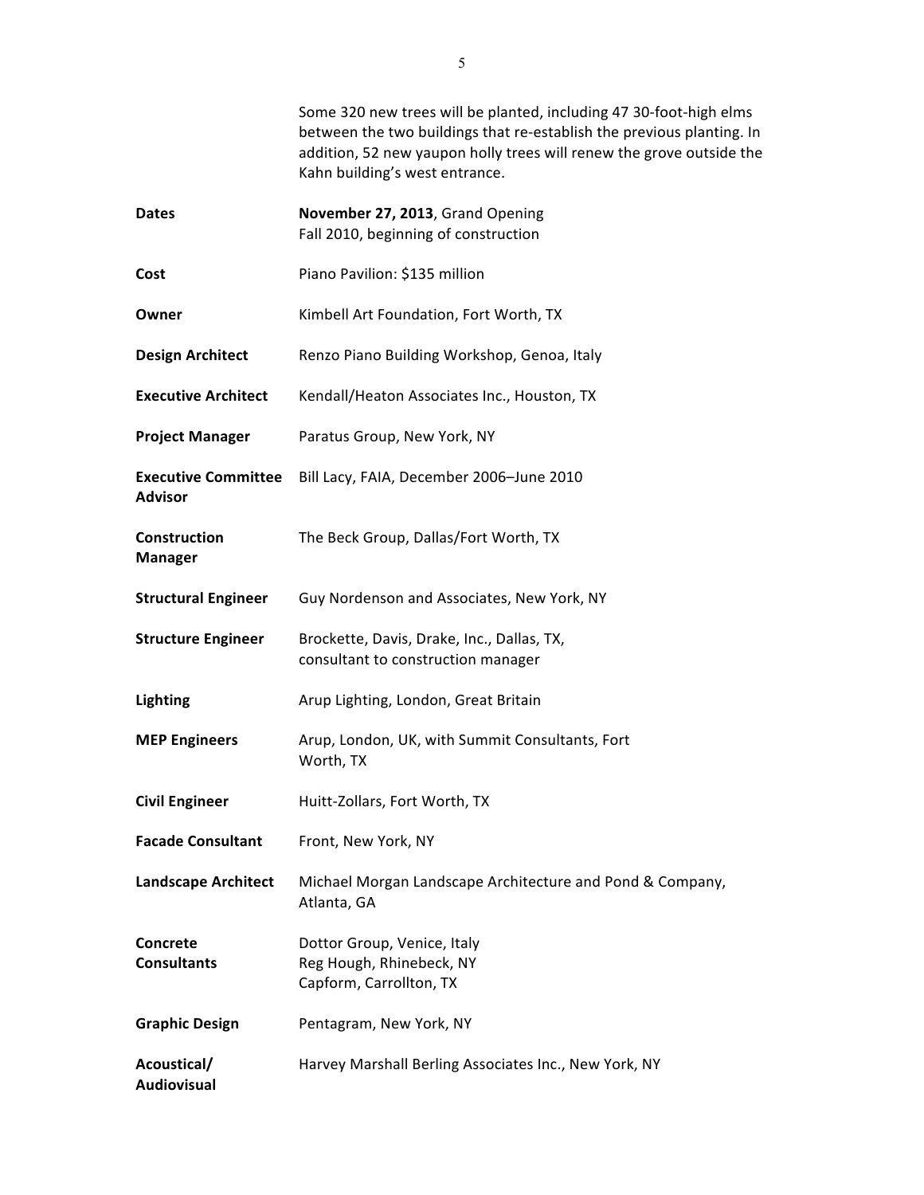Some 320 new trees will be planted, including 47 30-foot-high elms between the two buildings that re-establish the previous planting. In addition, 52 new yaupon holly trees will renew the grove outside the Kahn building's west entrance.

| | |
|---|---|
| **Dates** | **November 27, 2013**, Grand Opening<br>Fall 2010, beginning of construction |
| **Cost** | Piano Pavilion: $135 million |
| **Owner** | Kimbell Art Foundation, Fort Worth, TX |
| **Design Architect** | Renzo Piano Building Workshop, Genoa, Italy |
| **Executive Architect** | Kendall/Heaton Associates Inc., Houston, TX |
| **Project Manager** | Paratus Group, New York, NY |
| **Executive Committee Advisor** | Bill Lacy, FAIA, December 2006–June 2010 |
| **Construction Manager** | The Beck Group, Dallas/Fort Worth, TX |
| **Structural Engineer** | Guy Nordenson and Associates, New York, NY |
| **Structure Engineer** | Brockette, Davis, Drake, Inc., Dallas, TX, consultant to construction manager |
| **Lighting** | Arup Lighting, London, Great Britain |
| **MEP Engineers** | Arup, London, UK, with Summit Consultants, Fort Worth, TX |
| **Civil Engineer** | Huitt-Zollars, Fort Worth, TX |
| **Facade Consultant** | Front, New York, NY |
| **Landscape Architect** | Michael Morgan Landscape Architecture and Pond & Company, Atlanta, GA |
| **Concrete Consultants** | Dottor Group, Venice, Italy<br>Reg Hough, Rhinebeck, NY<br>Capform, Carrollton, TX |
| **Graphic Design** | Pentagram, New York, NY |
| **Acoustical/ Audiovisual** | Harvey Marshall Berling Associates Inc., New York, NY |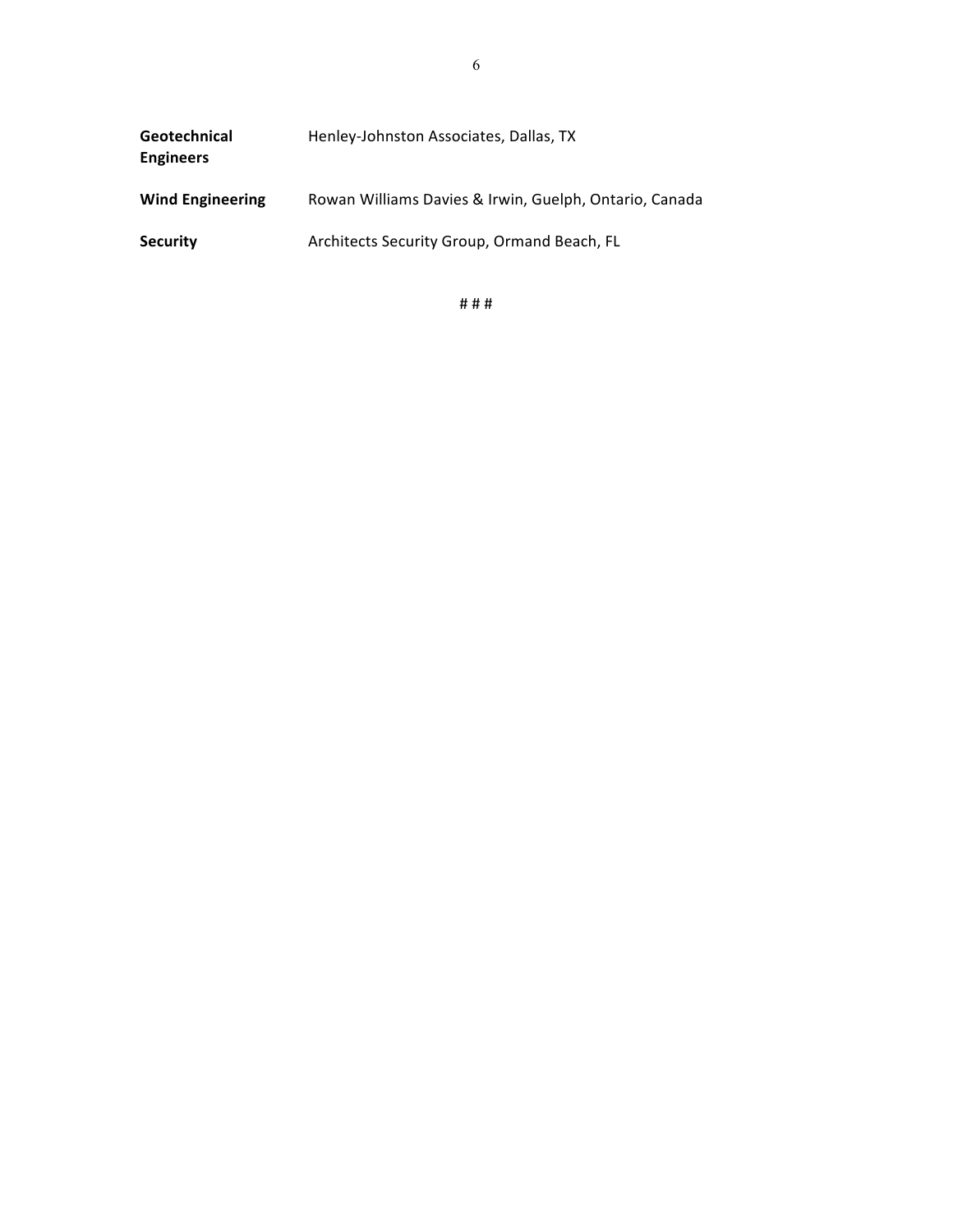| | |
|---|---|
| **Geotechnical Engineers** | Henley-Johnston Associates, Dallas, TX |
| **Wind Engineering** | Rowan Williams Davies & Irwin, Guelph, Ontario, Canada |
| **Security** | Architects Security Group, Ormand Beach, FL |

# # #